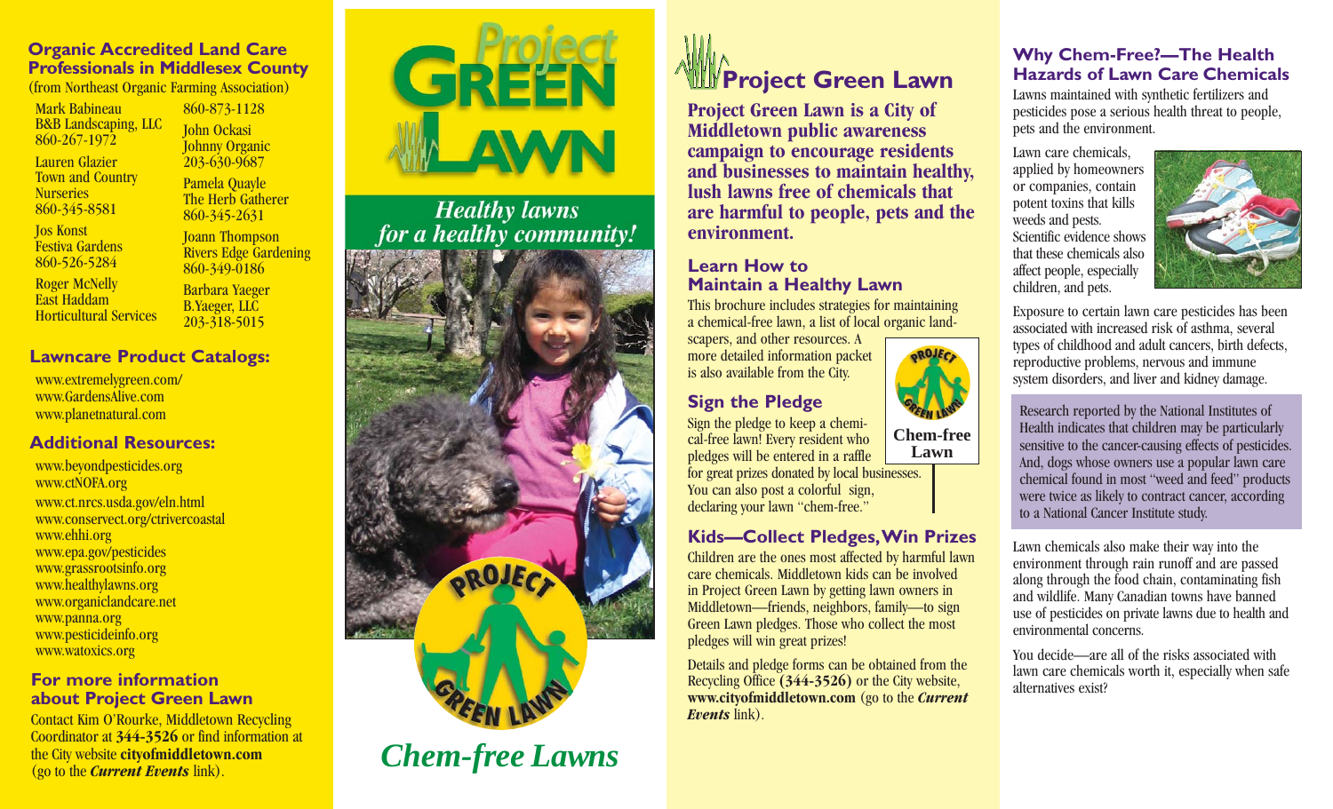## Organic Accredited Land Care Professionals in Middlesex County

(from Northeast Organic Farming Association)

Mark Babineau
B&B Landscaping, LLC
860-267-1972

Lauren Glazier
Town and Country Nurseries
860-345-8581

Jos Konst
Festiva Gardens
860-526-5284

Roger McNelly
East Haddam Horticultural Services
860-873-1128

John Ockasi
Johnny Organic
203-630-9687

Pamela Quayle
The Herb Gatherer
860-345-2631

Joann Thompson
Rivers Edge Gardening
860-349-0186

Barbara Yaeger
B.Yaeger, LLC
203-318-5015

## Lawncare Product Catalogs:

www.extremelygreen.com/
www.GardensAlive.com
www.planetnatural.com

## Additional Resources:

www.beyondpesticides.org
www.ctNOFA.org
www.ct.nrcs.usda.gov/eln.html
www.conservect.org/ctrivercoastal
www.ehhi.org
www.epa.gov/pesticides
www.grassrootsinfo.org
www.healthylawns.org
www.organiclandcare.net
www.panna.org
www.pesticideinfo.org
www.watoxics.org

## For more information about Project Green Lawn

Contact Kim O'Rourke, Middletown Recycling Coordinator at **344-3526** or find information at the City website **cityofmiddletown.com** (go to the ***Current Events*** link).

# Project Green Lawn

*Healthy lawns for a healthy community!*

PROJECT GREEN LAWN

*Chem-free Lawns*

## Project Green Lawn

**Project Green Lawn is a City of Middletown public awareness campaign to encourage residents and businesses to maintain healthy, lush lawns free of chemicals that are harmful to people, pets and the environment.**

### Learn How to Maintain a Healthy Lawn

This brochure includes strategies for maintaining a chemical-free lawn, a list of local organic landscapers, and other resources. A more detailed information packet is also available from the City.

### Sign the Pledge

Sign the pledge to keep a chemical-free lawn! Every resident who pledges will be entered in a raffle for great prizes donated by local businesses. You can also post a colorful sign, declaring your lawn "chem-free."

PROJECT GREEN LAWN
**Chem-free Lawn**

### Kids—Collect Pledges, Win Prizes

Children are the ones most affected by harmful lawn care chemicals. Middletown kids can be involved in Project Green Lawn by getting lawn owners in Middletown—friends, neighbors, family—to sign Green Lawn pledges. Those who collect the most pledges will win great prizes!

Details and pledge forms can be obtained from the Recycling Office **(344-3526)** or the City website, **www.cityofmiddletown.com** (go to the ***Current Events*** link).

## Why Chem-Free?—The Health Hazards of Lawn Care Chemicals

Lawns maintained with synthetic fertilizers and pesticides pose a serious health threat to people, pets and the environment.

Lawn care chemicals, applied by homeowners or companies, contain potent toxins that kills weeds and pests. Scientific evidence shows that these chemicals also affect people, especially children, and pets.

Exposure to certain lawn care pesticides has been associated with increased risk of asthma, several types of childhood and adult cancers, birth defects, reproductive problems, nervous and immune system disorders, and liver and kidney damage.

Research reported by the National Institutes of Health indicates that children may be particularly sensitive to the cancer-causing effects of pesticides. And, dogs whose owners use a popular lawn care chemical found in most "weed and feed" products were twice as likely to contract cancer, according to a National Cancer Institute study.

Lawn chemicals also make their way into the environment through rain runoff and are passed along through the food chain, contaminating fish and wildlife. Many Canadian towns have banned use of pesticides on private lawns due to health and environmental concerns.

You decide—are all of the risks associated with lawn care chemicals worth it, especially when safe alternatives exist?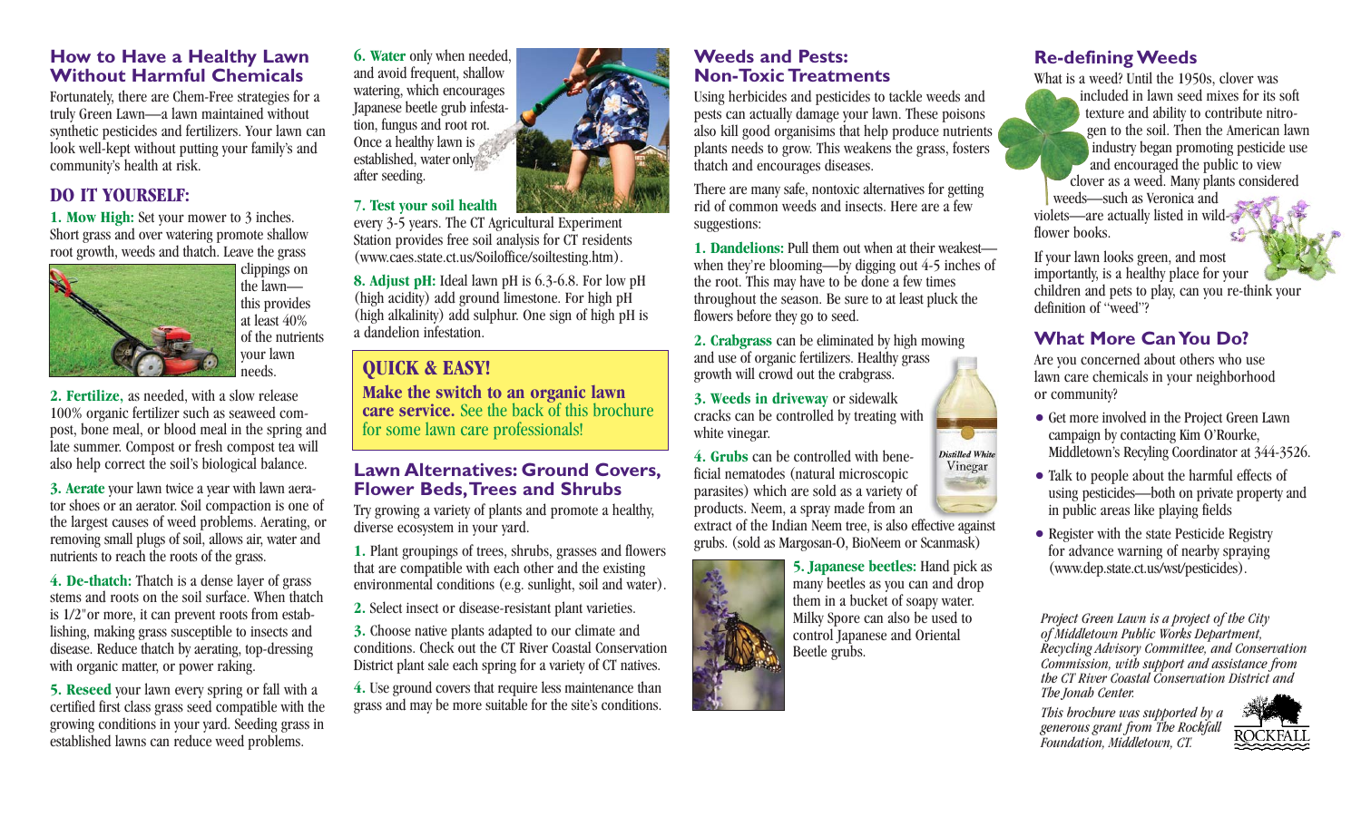## How to Have a Healthy Lawn Without Harmful Chemicals

Fortunately, there are Chem-Free strategies for a truly Green Lawn—a lawn maintained without synthetic pesticides and fertilizers. Your lawn can look well-kept without putting your family's and community's health at risk.

### DO IT YOURSELF:

**1. Mow High:** Set your mower to 3 inches. Short grass and over watering promote shallow root growth, weeds and thatch. Leave the grass clippings on the lawn—this provides at least 40% of the nutrients your lawn needs.

**2. Fertilize,** as needed, with a slow release 100% organic fertilizer such as seaweed compost, bone meal, or blood meal in the spring and late summer. Compost or fresh compost tea will also help correct the soil's biological balance.

**3. Aerate** your lawn twice a year with lawn aerator shoes or an aerator. Soil compaction is one of the largest causes of weed problems. Aerating, or removing small plugs of soil, allows air, water and nutrients to reach the roots of the grass.

**4. De-thatch:** Thatch is a dense layer of grass stems and roots on the soil surface. When thatch is 1/2"or more, it can prevent roots from establishing, making grass susceptible to insects and disease. Reduce thatch by aerating, top-dressing with organic matter, or power raking.

**5. Reseed** your lawn every spring or fall with a certified first class grass seed compatible with the growing conditions in your yard. Seeding grass in established lawns can reduce weed problems.

**6. Water** only when needed, and avoid frequent, shallow watering, which encourages Japanese beetle grub infestation, fungus and root rot. Once a healthy lawn is established, water only after seeding.

**7. Test your soil health** every 3-5 years. The CT Agricultural Experiment Station provides free soil analysis for CT residents (www.caes.state.ct.us/Soiloffice/soiltesting.htm).

**8. Adjust pH:** Ideal lawn pH is 6.3-6.8. For low pH (high acidity) add ground limestone. For high pH (high alkalinity) add sulphur. One sign of high pH is a dandelion infestation.

### QUICK & EASY!

**Make the switch to an organic lawn care service.** See the back of this brochure for some lawn care professionals!

## Lawn Alternatives: Ground Covers, Flower Beds, Trees and Shrubs

Try growing a variety of plants and promote a healthy, diverse ecosystem in your yard.

**1.** Plant groupings of trees, shrubs, grasses and flowers that are compatible with each other and the existing environmental conditions (e.g. sunlight, soil and water).

**2.** Select insect or disease-resistant plant varieties.

**3.** Choose native plants adapted to our climate and conditions. Check out the CT River Coastal Conservation District plant sale each spring for a variety of CT natives.

**4.** Use ground covers that require less maintenance than grass and may be more suitable for the site's conditions.

## Weeds and Pests: Non-Toxic Treatments

Using herbicides and pesticides to tackle weeds and pests can actually damage your lawn. These poisons also kill good organisms that help produce nutrients plants needs to grow. This weakens the grass, fosters thatch and encourages diseases.

There are many safe, nontoxic alternatives for getting rid of common weeds and insects. Here are a few suggestions:

**1. Dandelions:** Pull them out when at their weakest—when they're blooming—by digging out 4-5 inches of the root. This may have to be done a few times throughout the season. Be sure to at least pluck the flowers before they go to seed.

**2. Crabgrass** can be eliminated by high mowing and use of organic fertilizers. Healthy grass growth will crowd out the crabgrass.

**3. Weeds in driveway** or sidewalk cracks can be controlled by treating with white vinegar.

**4. Grubs** can be controlled with beneficial nematodes (natural microscopic parasites) which are sold as a variety of products. Neem, a spray made from an extract of the Indian Neem tree, is also effective against grubs. (sold as Margosan-O, BioNeem or Scanmask)

**5. Japanese beetles:** Hand pick as many beetles as you can and drop them in a bucket of soapy water. Milky Spore can also be used to control Japanese and Oriental Beetle grubs.

## Re-defining Weeds

What is a weed? Until the 1950s, clover was included in lawn seed mixes for its soft texture and ability to contribute nitrogen to the soil. Then the American lawn industry began promoting pesticide use and encouraged the public to view clover as a weed. Many plants considered weeds—such as Veronica and violets—are actually listed in wildflower books.

If your lawn looks green, and most importantly, is a healthy place for your children and pets to play, can you re-think your definition of "weed"?

## What More Can You Do?

Are you concerned about others who use lawn care chemicals in your neighborhood or community?

- Get more involved in the Project Green Lawn campaign by contacting Kim O'Rourke, Middletown's Recyling Coordinator at 344-3526.
- Talk to people about the harmful effects of using pesticides—both on private property and in public areas like playing fields
- Register with the state Pesticide Registry for advance warning of nearby spraying (www.dep.state.ct.us/wst/pesticides).

*Project Green Lawn is a project of the City of Middletown Public Works Department, Recycling Advisory Committee, and Conservation Commission, with support and assistance from the CT River Coastal Conservation District and The Jonah Center.*

*This brochure was supported by a generous grant from The Rockfall Foundation, Middletown, CT.*

ROCKFALL